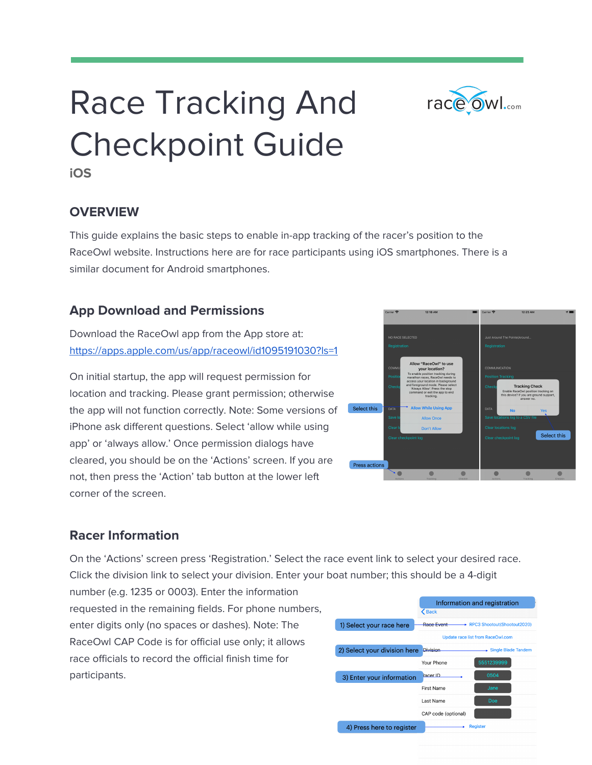# Race Tracking And Checkpoint Guide

iOS

## OVERVIEW

This guide explains the basic steps to enable in-app tracking of the racer's position to the RaceOwl website. Instructions here are for race participants using iOS smartphones. There is a similar document for Android smartphones.

### App Download and Permissions

Download the RaceOwl app from the App store at:
https://apps.apple.com/us/app/raceowl/id1095191030?ls=1

On initial startup, the app will request permission for location and tracking. Please grant permission; otherwise the app will not function correctly. Note: Some versions of iPhone ask different questions. Select 'allow while using app' or 'always allow.' Once permission dialogs have cleared, you should be on the 'Actions' screen. If you are not, then press the 'Action' tab button at the lower left corner of the screen.

### Racer Information

On the 'Actions' screen press 'Registration.' Select the race event link to select your desired race. Click the division link to select your division. Enter your boat number; this should be a 4-digit number (e.g. 1235 or 0003). Enter the information requested in the remaining fields. For phone numbers, enter digits only (no spaces or dashes). Note: The RaceOwl CAP Code is for official use only; it allows race officials to record the official finish time for participants.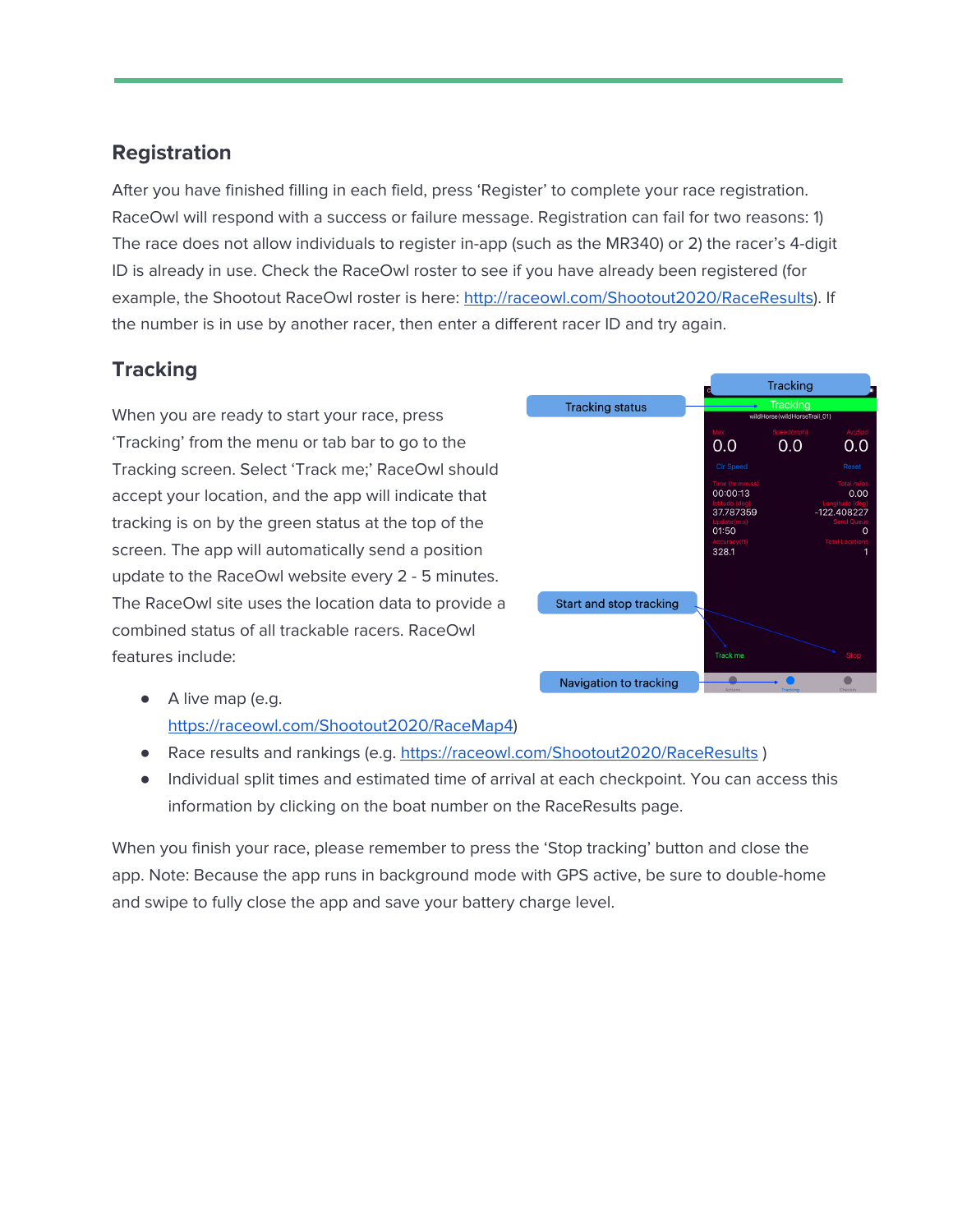## Registration

After you have finished filling in each field, press 'Register' to complete your race registration. RaceOwl will respond with a success or failure message. Registration can fail for two reasons: 1) The race does not allow individuals to register in-app (such as the MR340) or 2) the racer's 4-digit ID is already in use. Check the RaceOwl roster to see if you have already been registered (for example, the Shootout RaceOwl roster is here: [http://raceowl.com/Shootout2020/RaceResults](http://raceowl.com/Shootout2020/RaceResults)). If the number is in use by another racer, then enter a different racer ID and try again.

## Tracking

When you are ready to start your race, press 'Tracking' from the menu or tab bar to go to the Tracking screen. Select 'Track me;' RaceOwl should accept your location, and the app will indicate that tracking is on by the green status at the top of the screen. The app will automatically send a position update to the RaceOwl website every 2 - 5 minutes. The RaceOwl site uses the location data to provide a combined status of all trackable racers. RaceOwl features include:

- A live map (e.g. [https://raceowl.com/Shootout2020/RaceMap4](https://raceowl.com/Shootout2020/RaceMap4))
- Race results and rankings (e.g. [https://raceowl.com/Shootout2020/RaceResults](https://raceowl.com/Shootout2020/RaceResults) )
- Individual split times and estimated time of arrival at each checkpoint. You can access this information by clicking on the boat number on the RaceResults page.

When you finish your race, please remember to press the 'Stop tracking' button and close the app. Note: Because the app runs in background mode with GPS active, be sure to double-home and swipe to fully close the app and save your battery charge level.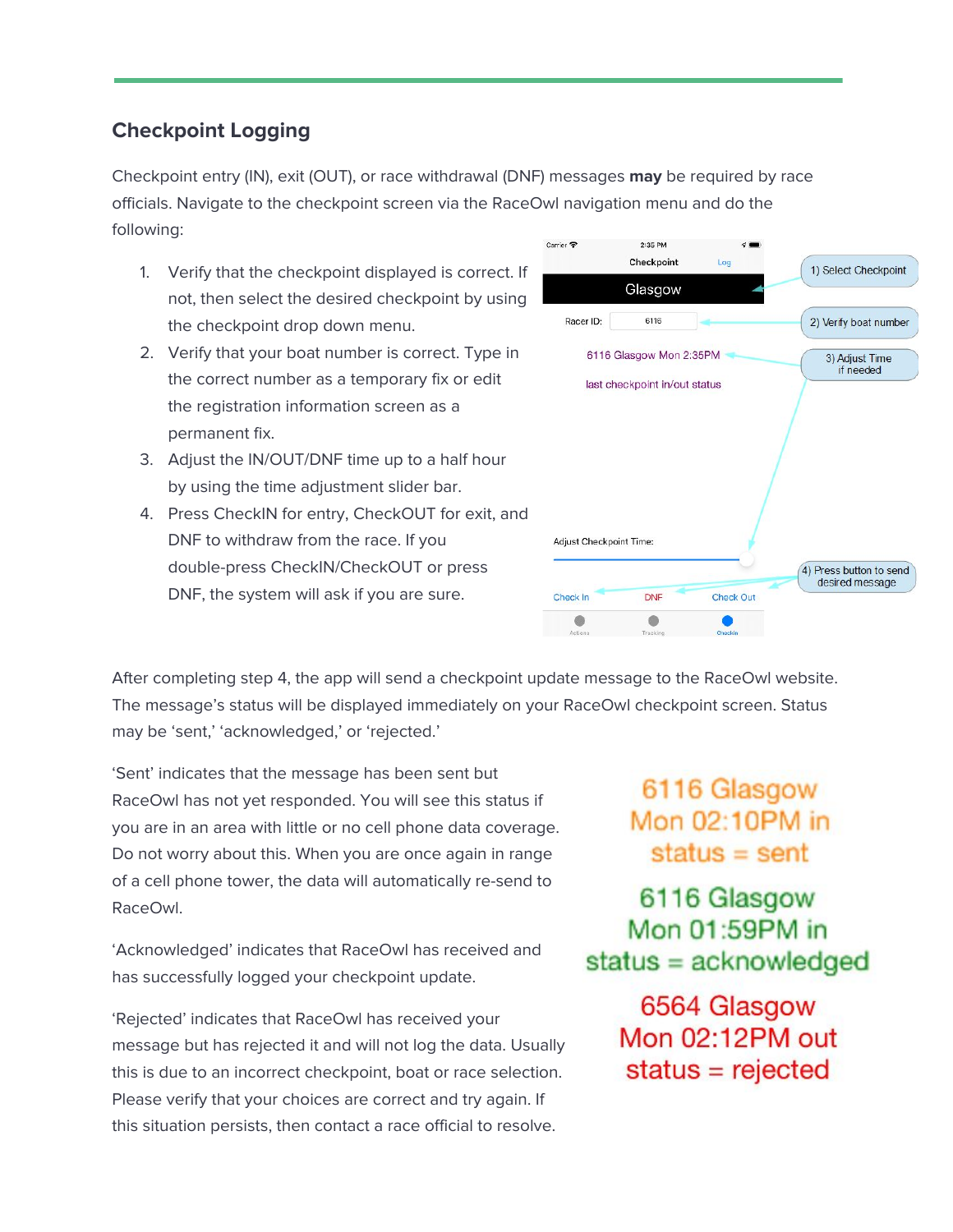## Checkpoint Logging

Checkpoint entry (IN), exit (OUT), or race withdrawal (DNF) messages **may** be required by race officials. Navigate to the checkpoint screen via the RaceOwl navigation menu and do the following:

1. Verify that the checkpoint displayed is correct. If not, then select the desired checkpoint by using the checkpoint drop down menu.
2. Verify that your boat number is correct. Type in the correct number as a temporary fix or edit the registration information screen as a permanent fix.
3. Adjust the IN/OUT/DNF time up to a half hour by using the time adjustment slider bar.
4. Press CheckIN for entry, CheckOUT for exit, and DNF to withdraw from the race. If you double-press CheckIN/CheckOUT or press DNF, the system will ask if you are sure.

Carrier 2:35 PM

Checkpoint Log

Glasgow

Racer ID: 6116

6116 Glasgow Mon 2:35PM

last checkpoint in/out status

Adjust Checkpoint Time:

Check In DNF Check Out

Actions Tracking Checkin

1) Select Checkpoint

2) Verify boat number

3) Adjust Time if needed

4) Press button to send desired message

After completing step 4, the app will send a checkpoint update message to the RaceOwl website. The message's status will be displayed immediately on your RaceOwl checkpoint screen. Status may be 'sent,' 'acknowledged,' or 'rejected.'

'Sent' indicates that the message has been sent but RaceOwl has not yet responded. You will see this status if you are in an area with little or no cell phone data coverage. Do not worry about this. When you are once again in range of a cell phone tower, the data will automatically re-send to RaceOwl.

6116 Glasgow Mon 02:10PM in status = sent

'Acknowledged' indicates that RaceOwl has received and has successfully logged your checkpoint update.

6116 Glasgow Mon 01:59PM in status = acknowledged

'Rejected' indicates that RaceOwl has received your message but has rejected it and will not log the data. Usually this is due to an incorrect checkpoint, boat or race selection. Please verify that your choices are correct and try again. If this situation persists, then contact a race official to resolve.

6564 Glasgow Mon 02:12PM out status = rejected